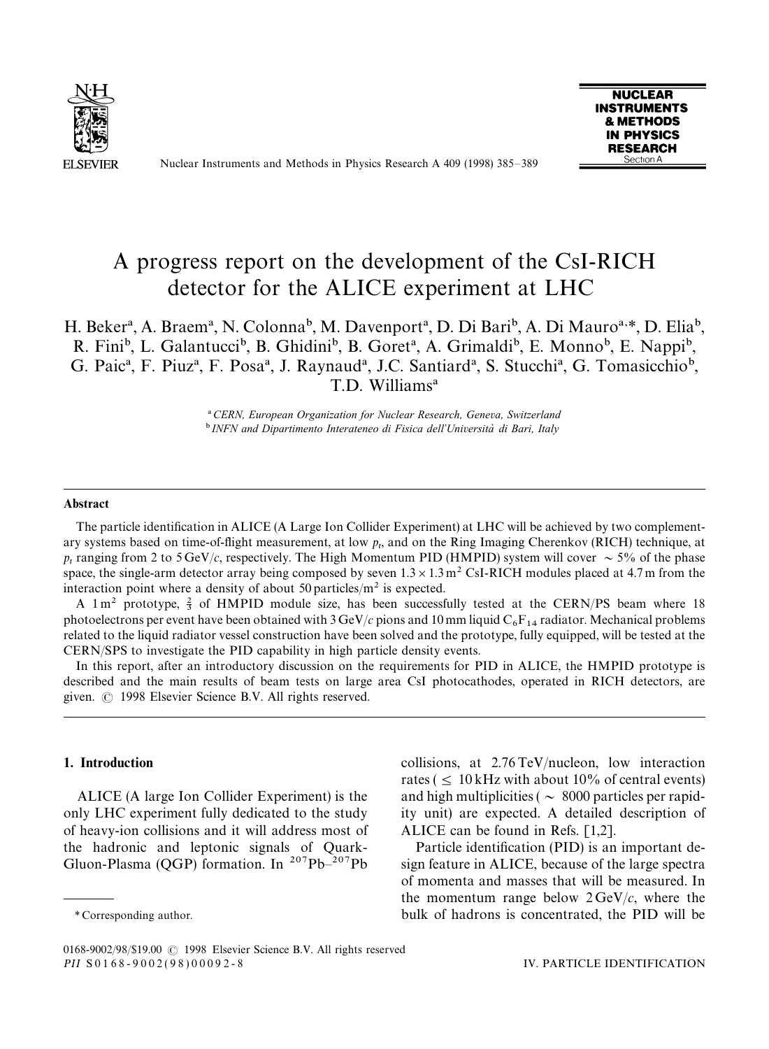# A progress report on the development of the CsI-RICH detector for the ALICE experiment at LHC

H. Beker[a], A. Braem[a], N. Colonna[b], M. Davenport[a], D. Di Bari[b], A. Di Mauro[a,*], D. Elia[b], R. Fini[b], L. Galantucci[b], B. Ghidini[b], B. Goret[a], A. Grimaldi[b], E. Monno[b], E. Nappi[b], G. Paic[a], F. Piuz[a], F. Posa[a], J. Raynaud[a], J.C. Santiard[a], S. Stucchi[a], G. Tomasicchio[b], T.D. Williams[a]

[a] *CERN, European Organization for Nuclear Research, Geneva, Switzerland*
[b] *INFN and Dipartimento Interateneo di Fisica dell'Università di Bari, Italy*

## Abstract

The particle identification in ALICE (A Large Ion Collider Experiment) at LHC will be achieved by two complementary systems based on time-of-flight measurement, at low $p_t$, and on the Ring Imaging Cherenkov (RICH) technique, at $p_t$ ranging from 2 to 5 GeV/$c$, respectively. The High Momentum PID (HMPID) system will cover $\sim 5\%$ of the phase space, the single-arm detector array being composed by seven $1.3 \times 1.3\,\text{m}^2$ CsI-RICH modules placed at 4.7 m from the interaction point where a density of about 50 particles/m$^2$ is expected.

A 1 m$^2$ prototype, $\frac{2}{3}$ of HMPID module size, has been successfully tested at the CERN/PS beam where 18 photoelectrons per event have been obtained with 3 GeV/$c$ pions and 10 mm liquid $C_6F_{14}$ radiator. Mechanical problems related to the liquid radiator vessel construction have been solved and the prototype, fully equipped, will be tested at the CERN/SPS to investigate the PID capability in high particle density events.

In this report, after an introductory discussion on the requirements for PID in ALICE, the HMPID prototype is described and the main results of beam tests on large area CsI photocathodes, operated in RICH detectors, are given. © 1998 Elsevier Science B.V. All rights reserved.

## 1. Introduction

ALICE (A large Ion Collider Experiment) is the only LHC experiment fully dedicated to the study of heavy-ion collisions and it will address most of the hadronic and leptonic signals of Quark-Gluon-Plasma (QGP) formation. In $^{207}$Pb–$^{207}$Pb collisions, at 2.76 TeV/nucleon, low interaction rates ($\leq$ 10 kHz with about 10% of central events) and high multiplicities ($\sim$ 8000 particles per rapidity unit) are expected. A detailed description of ALICE can be found in Refs. [1,2].

Particle identification (PID) is an important design feature in ALICE, because of the large spectra of momenta and masses that will be measured. In the momentum range below 2 GeV/$c$, where the bulk of hadrons is concentrated, the PID will be

\* Corresponding author.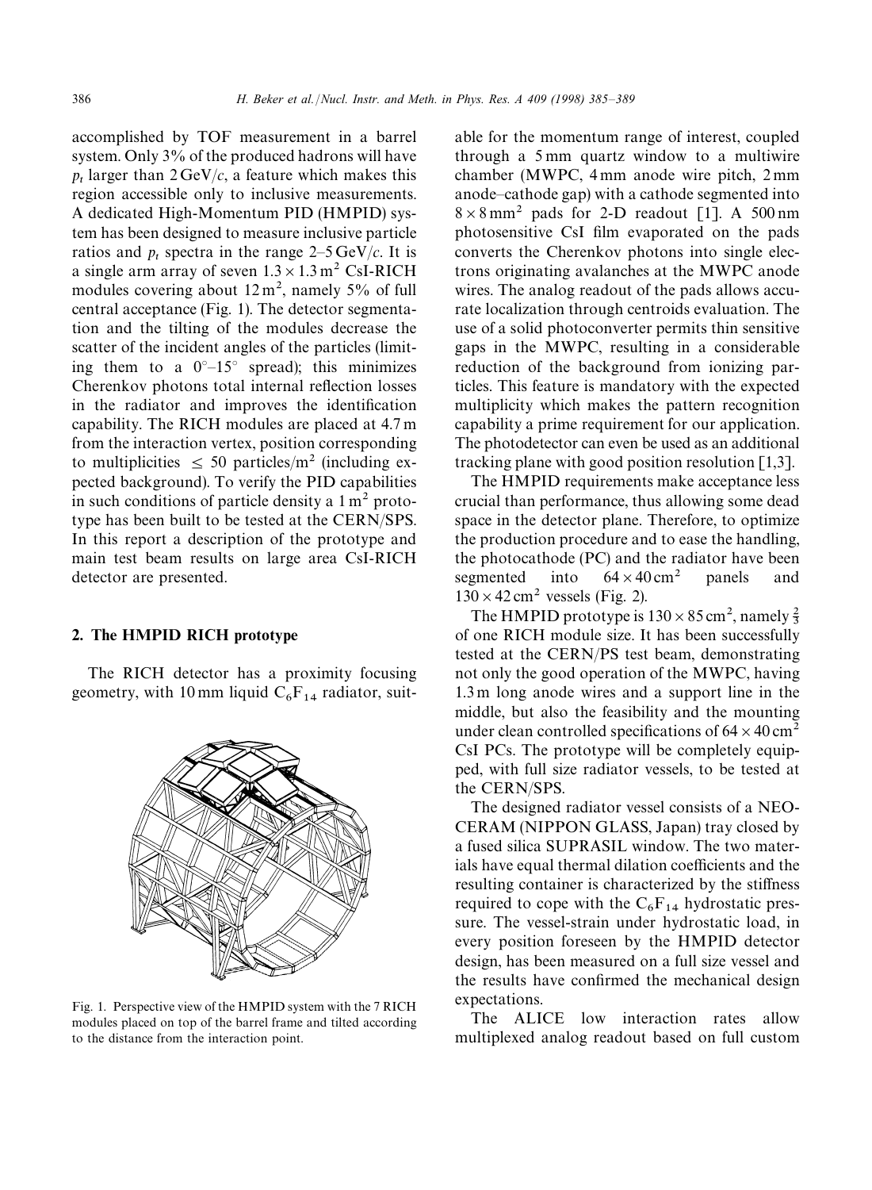accomplished by TOF measurement in a barrel system. Only 3% of the produced hadrons will have $p_t$ larger than 2 GeV/$c$, a feature which makes this region accessible only to inclusive measurements. A dedicated High-Momentum PID (HMPID) system has been designed to measure inclusive particle ratios and $p_t$ spectra in the range 2–5 GeV/$c$. It is a single arm array of seven $1.3 \times 1.3\,\mathrm{m}^2$ CsI-RICH modules covering about $12\,\mathrm{m}^2$, namely 5% of full central acceptance (Fig. 1). The detector segmentation and the tilting of the modules decrease the scatter of the incident angles of the particles (limiting them to a $0°$–$15°$ spread); this minimizes Cherenkov photons total internal reflection losses in the radiator and improves the identification capability. The RICH modules are placed at 4.7 m from the interaction vertex, position corresponding to multiplicities $\leq 50$ particles/m$^2$ (including expected background). To verify the PID capabilities in such conditions of particle density a $1\,\mathrm{m}^2$ prototype has been built to be tested at the CERN/SPS. In this report a description of the prototype and main test beam results on large area CsI-RICH detector are presented.

## 2. The HMPID RICH prototype

The RICH detector has a proximity focusing geometry, with 10 mm liquid $C_6F_{14}$ radiator, suitable for the momentum range of interest, coupled through a 5 mm quartz window to a multiwire chamber (MWPC, 4 mm anode wire pitch, 2 mm anode–cathode gap) with a cathode segmented into $8 \times 8\,\mathrm{mm}^2$ pads for 2-D readout [1]. A 500 nm photosensitive CsI film evaporated on the pads converts the Cherenkov photons into single electrons originating avalanches at the MWPC anode wires. The analog readout of the pads allows accurate localization through centroids evaluation. The use of a solid photoconverter permits thin sensitive gaps in the MWPC, resulting in a considerable reduction of the background from ionizing particles. This feature is mandatory with the expected multiplicity which makes the pattern recognition capability a prime requirement for our application. The photodetector can even be used as an additional tracking plane with good position resolution [1,3].

Fig. 1. Perspective view of the HMPID system with the 7 RICH modules placed on top of the barrel frame and tilted according to the distance from the interaction point.

The HMPID requirements make acceptance less crucial than performance, thus allowing some dead space in the detector plane. Therefore, to optimize the production procedure and to ease the handling, the photocathode (PC) and the radiator have been segmented into $64 \times 40\,\mathrm{cm}^2$ panels and $130 \times 42\,\mathrm{cm}^2$ vessels (Fig. 2).

The HMPID prototype is $130 \times 85\,\mathrm{cm}^2$, namely $\frac{2}{3}$ of one RICH module size. It has been successfully tested at the CERN/PS test beam, demonstrating not only the good operation of the MWPC, having 1.3 m long anode wires and a support line in the middle, but also the feasibility and the mounting under clean controlled specifications of $64 \times 40\,\mathrm{cm}^2$ CsI PCs. The prototype will be completely equipped, with full size radiator vessels, to be tested at the CERN/SPS.

The designed radiator vessel consists of a NEOCERAM (NIPPON GLASS, Japan) tray closed by a fused silica SUPRASIL window. The two materials have equal thermal dilation coefficients and the resulting container is characterized by the stiffness required to cope with the $C_6F_{14}$ hydrostatic pressure. The vessel-strain under hydrostatic load, in every position foreseen by the HMPID detector design, has been measured on a full size vessel and the results have confirmed the mechanical design expectations.

The ALICE low interaction rates allow multiplexed analog readout based on full custom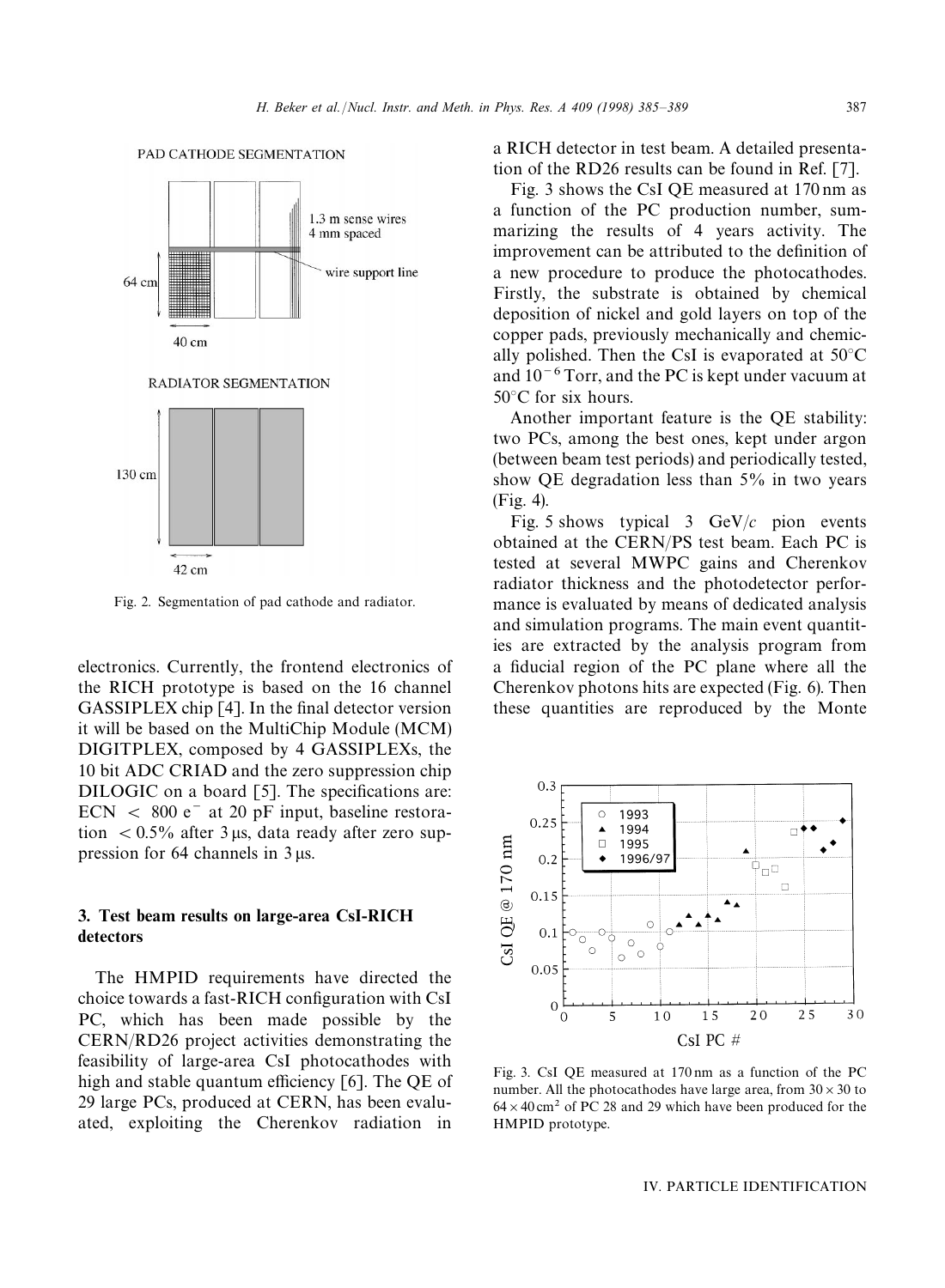Fig. 2. Segmentation of pad cathode and radiator.

electronics. Currently, the frontend electronics of the RICH prototype is based on the 16 channel GASSIPLEX chip [4]. In the final detector version it will be based on the MultiChip Module (MCM) DIGITPLEX, composed by 4 GASSIPLEXs, the 10 bit ADC CRIAD and the zero suppression chip DILOGIC on a board [5]. The specifications are: ECN $< 800\ e^-$ at 20 pF input, baseline restoration $< 0.5\%$ after 3 μs, data ready after zero suppression for 64 channels in 3 μs.

## 3. Test beam results on large-area CsI-RICH detectors

The HMPID requirements have directed the choice towards a fast-RICH configuration with CsI PC, which has been made possible by the CERN/RD26 project activities demonstrating the feasibility of large-area CsI photocathodes with high and stable quantum efficiency [6]. The QE of 29 large PCs, produced at CERN, has been evaluated, exploiting the Cherenkov radiation in a RICH detector in test beam. A detailed presentation of the RD26 results can be found in Ref. [7].

Fig. 3 shows the CsI QE measured at 170 nm as a function of the PC production number, summarizing the results of 4 years activity. The improvement can be attributed to the definition of a new procedure to produce the photocathodes. Firstly, the substrate is obtained by chemical deposition of nickel and gold layers on top of the copper pads, previously mechanically and chemically polished. Then the CsI is evaporated at 50°C and $10^{-6}$ Torr, and the PC is kept under vacuum at 50°C for six hours.

Another important feature is the QE stability: two PCs, among the best ones, kept under argon (between beam test periods) and periodically tested, show QE degradation less than 5% in two years (Fig. 4).

Fig. 5 shows typical 3 GeV/$c$ pion events obtained at the CERN/PS test beam. Each PC is tested at several MWPC gains and Cherenkov radiator thickness and the photodetector performance is evaluated by means of dedicated analysis and simulation programs. The main event quantities are extracted by the analysis program from a fiducial region of the PC plane where all the Cherenkov photons hits are expected (Fig. 6). Then these quantities are reproduced by the Monte

Fig. 3. CsI QE measured at 170 nm as a function of the PC number. All the photocathodes have large area, from $30 \times 30$ to $64 \times 40\ \text{cm}^2$ of PC 28 and 29 which have been produced for the HMPID prototype.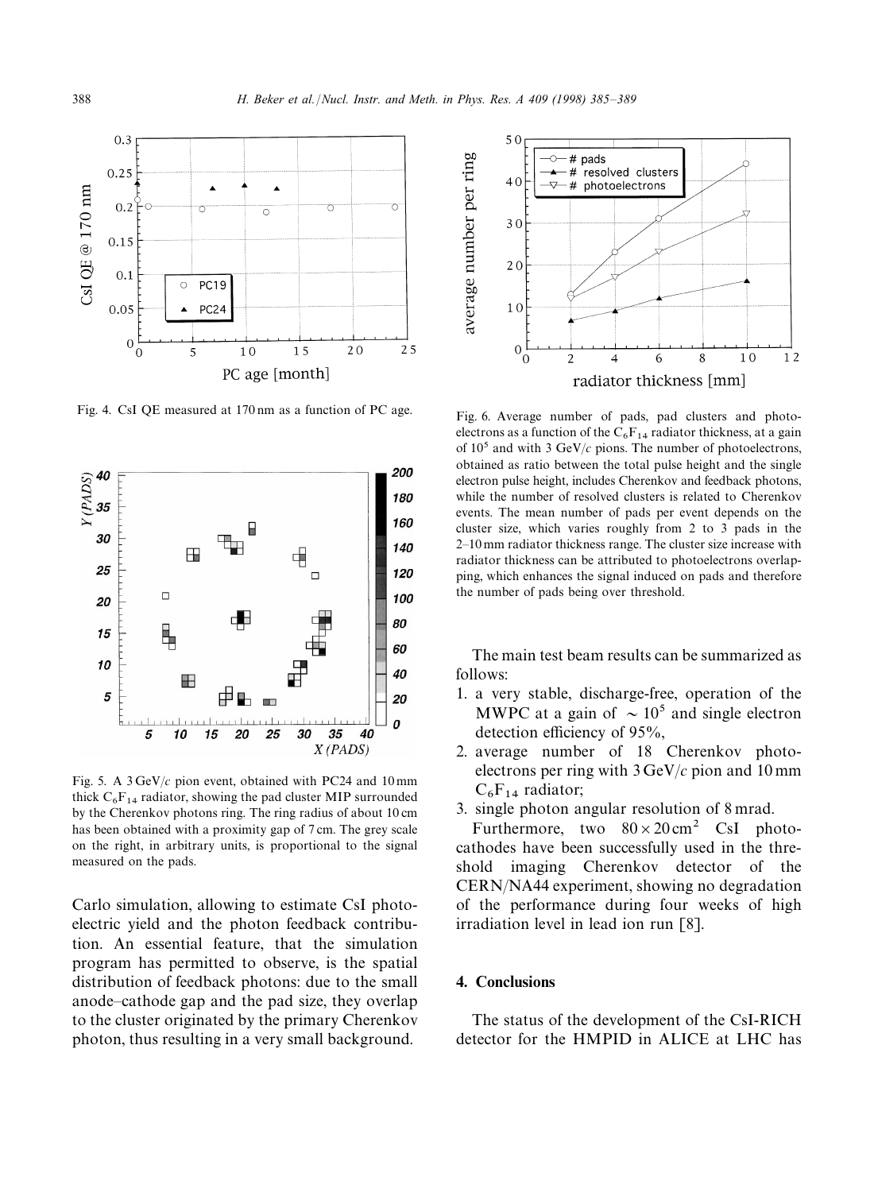Fig. 4. CsI QE measured at 170 nm as a function of PC age.

Fig. 5. A 3 GeV/$c$ pion event, obtained with PC24 and 10 mm thick $C_6F_{14}$ radiator, showing the pad cluster MIP surrounded by the Cherenkov photons ring. The ring radius of about 10 cm has been obtained with a proximity gap of 7 cm. The grey scale on the right, in arbitrary units, is proportional to the signal measured on the pads.

Carlo simulation, allowing to estimate CsI photoelectric yield and the photon feedback contribution. An essential feature, that the simulation program has permitted to observe, is the spatial distribution of feedback photons: due to the small anode–cathode gap and the pad size, they overlap to the cluster originated by the primary Cherenkov photon, thus resulting in a very small background.

Fig. 6. Average number of pads, pad clusters and photoelectrons as a function of the $C_6F_{14}$ radiator thickness, at a gain of $10^5$ and with 3 GeV/$c$ pions. The number of photoelectrons, obtained as ratio between the total pulse height and the single electron pulse height, includes Cherenkov and feedback photons, while the number of resolved clusters is related to Cherenkov events. The mean number of pads per event depends on the cluster size, which varies roughly from 2 to 3 pads in the 2–10 mm radiator thickness range. The cluster size increase with radiator thickness can be attributed to photoelectrons overlapping, which enhances the signal induced on pads and therefore the number of pads being over threshold.

The main test beam results can be summarized as follows:

1. a very stable, discharge-free, operation of the MWPC at a gain of $\sim 10^5$ and single electron detection efficiency of 95%,
2. average number of 18 Cherenkov photoelectrons per ring with 3 GeV/$c$ pion and 10 mm $C_6F_{14}$ radiator;
3. single photon angular resolution of 8 mrad.

Furthermore, two $80 \times 20\,\text{cm}^2$ CsI photocathodes have been successfully used in the threshold imaging Cherenkov detector of the CERN/NA44 experiment, showing no degradation of the performance during four weeks of high irradiation level in lead ion run [8].

## 4. Conclusions

The status of the development of the CsI-RICH detector for the HMPID in ALICE at LHC has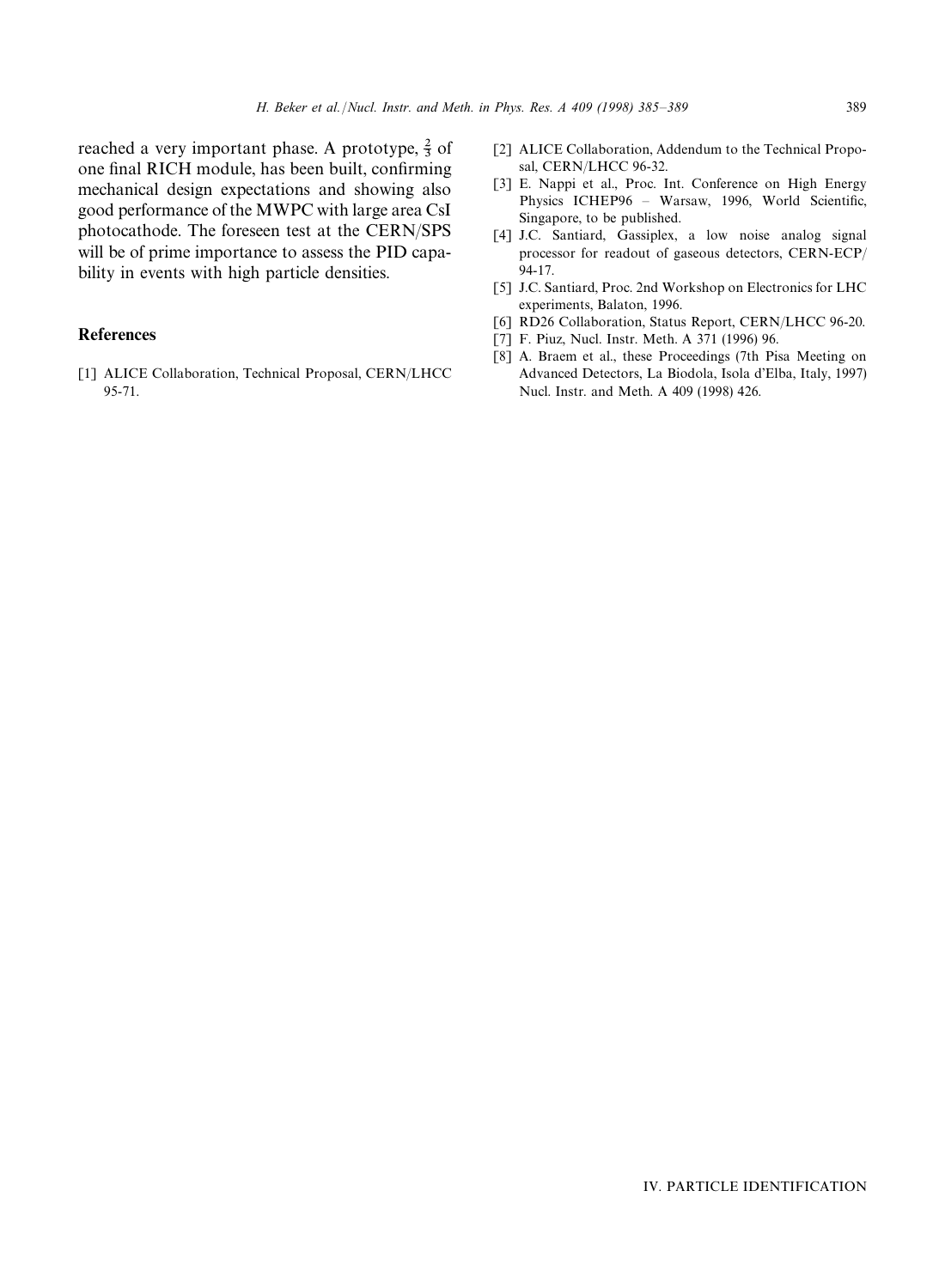reached a very important phase. A prototype, $\frac{2}{3}$ of one final RICH module, has been built, confirming mechanical design expectations and showing also good performance of the MWPC with large area CsI photocathode. The foreseen test at the CERN/SPS will be of prime importance to assess the PID capability in events with high particle densities.

## References

[1] ALICE Collaboration, Technical Proposal, CERN/LHCC 95-71.

[2] ALICE Collaboration, Addendum to the Technical Proposal, CERN/LHCC 96-32.

[3] E. Nappi et al., Proc. Int. Conference on High Energy Physics ICHEP96 – Warsaw, 1996, World Scientific, Singapore, to be published.

[4] J.C. Santiard, Gassiplex, a low noise analog signal processor for readout of gaseous detectors, CERN-ECP/94-17.

[5] J.C. Santiard, Proc. 2nd Workshop on Electronics for LHC experiments, Balaton, 1996.

[6] RD26 Collaboration, Status Report, CERN/LHCC 96-20.

[7] F. Piuz, Nucl. Instr. Meth. A 371 (1996) 96.

[8] A. Braem et al., these Proceedings (7th Pisa Meeting on Advanced Detectors, La Biodola, Isola d'Elba, Italy, 1997) Nucl. Instr. and Meth. A 409 (1998) 426.